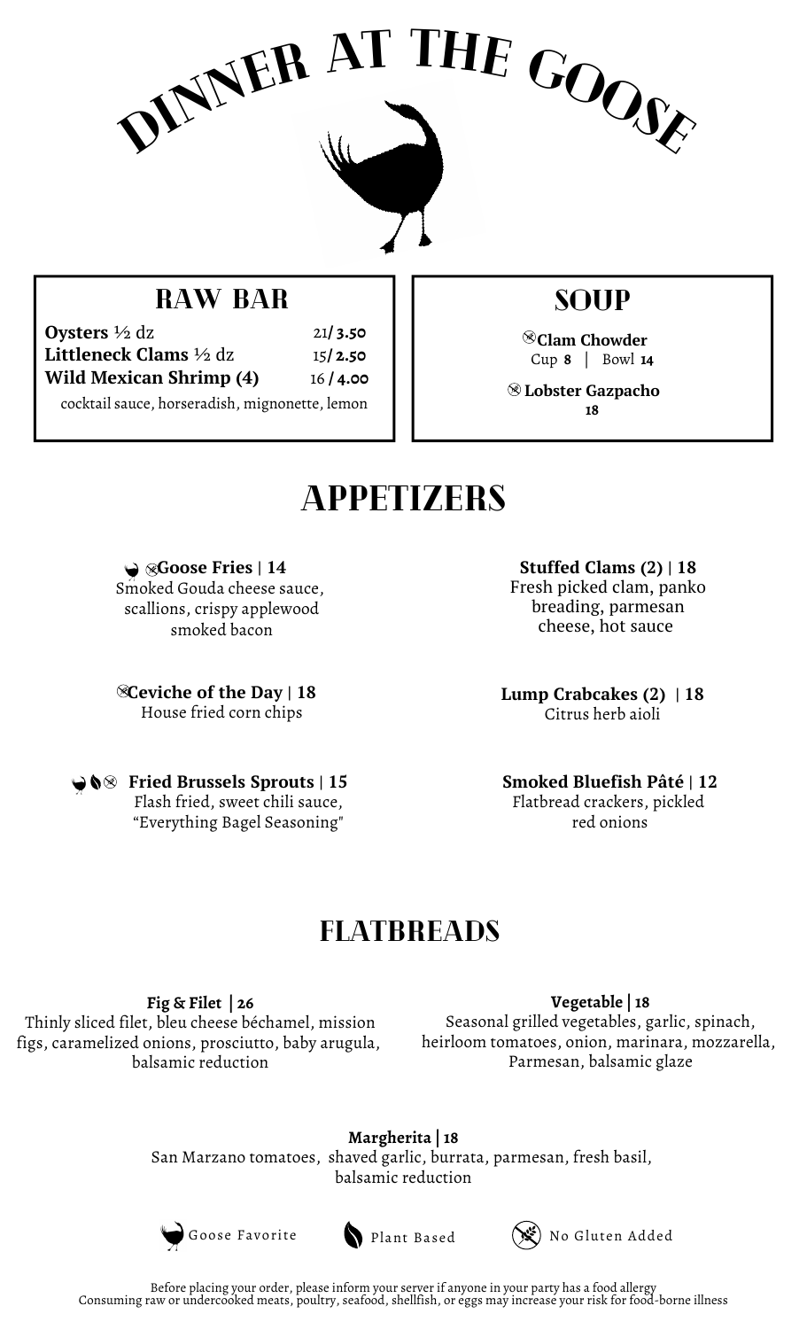# DINNER AT THE GOOSE

## RAW BAR

| | |
|---|---|
| **Oysters** ½ dz | 21/ **3.50** |
| **Littleneck Clams** ½ dz | 15/ **2.50** |
| **Wild Mexican Shrimp (4)** | 16 / **4.00** |

cocktail sauce, horseradish, mignonette, lemon

## SOUP

**Clam Chowder** (No Gluten Added)
Cup **8** | Bowl **14**

**Lobster Gazpacho** (No Gluten Added)
**18**

## APPETIZERS

**Goose Fries | 14** (Goose Favorite, No Gluten Added)
Smoked Gouda cheese sauce, scallions, crispy applewood smoked bacon

**Stuffed Clams (2) | 18**
Fresh picked clam, panko breading, parmesan cheese, hot sauce

**Ceviche of the Day | 18** (No Gluten Added)
House fried corn chips

**Lump Crabcakes (2) | 18**
Citrus herb aioli

**Fried Brussels Sprouts | 15** (Goose Favorite, Plant Based, No Gluten Added)
Flash fried, sweet chili sauce, "Everything Bagel Seasoning"

**Smoked Bluefish Pâté | 12**
Flatbread crackers, pickled red onions

## FLATBREADS

**Fig & Filet | 26**
Thinly sliced filet, bleu cheese béchamel, mission figs, caramelized onions, prosciutto, baby arugula, balsamic reduction

**Vegetable | 18**
Seasonal grilled vegetables, garlic, spinach, heirloom tomatoes, onion, marinara, mozzarella, Parmesan, balsamic glaze

**Margherita | 18**
San Marzano tomatoes, shaved garlic, burrata, parmesan, fresh basil, balsamic reduction

Goose Favorite | Plant Based | No Gluten Added

Before placing your order, please inform your server if anyone in your party has a food allergy
Consuming raw or undercooked meats, poultry, seafood, shellfish, or eggs may increase your risk for food-borne illness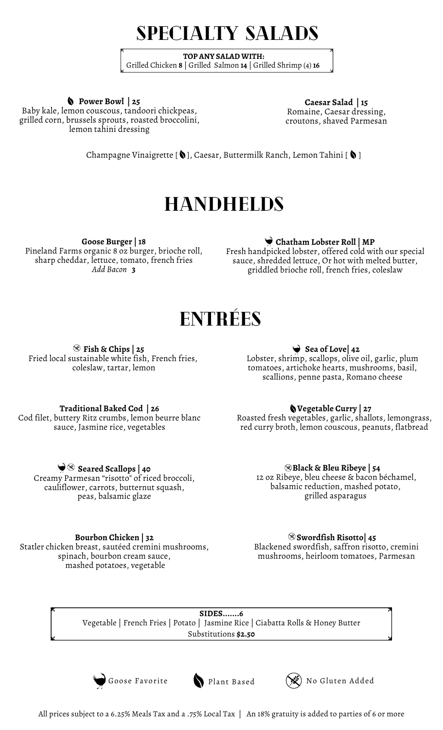# SPECIALTY SALADS

**TOP ANY SALAD WITH:**
Grilled Chicken **8** | Grilled Salmon **14** | Grilled Shrimp (4) **16**

**Power Bowl | 25**
Baby kale, lemon couscous, tandoori chickpeas, grilled corn, brussels sprouts, roasted broccolini, lemon tahini dressing

**Caesar Salad | 15**
Romaine, Caesar dressing, croutons, shaved Parmesan

Champagne Vinaigrette [ ], Caesar, Buttermilk Ranch, Lemon Tahini [ ]

# HANDHELDS

**Goose Burger | 18**
Pineland Farms organic 8 oz burger, brioche roll, sharp cheddar, lettuce, tomato, french fries
*Add Bacon* **3**

**Chatham Lobster Roll | MP**
Fresh handpicked lobster, offered cold with our special sauce, shredded lettuce, Or hot with melted butter, griddled brioche roll, french fries, coleslaw

# ENTRÉES

**Fish & Chips | 25**
Fried local sustainable white fish, French fries, coleslaw, tartar, lemon

**Sea of Love| 42**
Lobster, shrimp, scallops, olive oil, garlic, plum tomatoes, artichoke hearts, mushrooms, basil, scallions, penne pasta, Romano cheese

**Traditional Baked Cod | 26**
Cod filet, buttery Ritz crumbs, lemon beurre blanc sauce, Jasmine rice, vegetables

**Vegetable Curry | 27**
Roasted fresh vegetables, garlic, shallots, lemongrass, red curry broth, lemon couscous, peanuts, flatbread

**Seared Scallops | 40**
Creamy Parmesan "risotto" of riced broccoli, cauliflower, carrots, butternut squash, peas, balsamic glaze

**Black & Bleu Ribeye | 54**
12 oz Ribeye, bleu cheese & bacon béchamel, balsamic reduction, mashed potato, grilled asparagus

**Bourbon Chicken | 32**
Statler chicken breast, sautéed cremini mushrooms, spinach, bourbon cream sauce, mashed potatoes, vegetable

**Swordfish Risotto| 45**
Blackened swordfish, saffron risotto, cremini mushrooms, heirloom tomatoes, Parmesan

**SIDES.......6**
Vegetable | French Fries | Potato | Jasmine Rice | Ciabatta Rolls & Honey Butter
Substitutions **$2.50**

Goose Favorite | Plant Based | No Gluten Added

All prices subject to a 6.25% Meals Tax and a .75% Local Tax | An 18% gratuity is added to parties of 6 or more